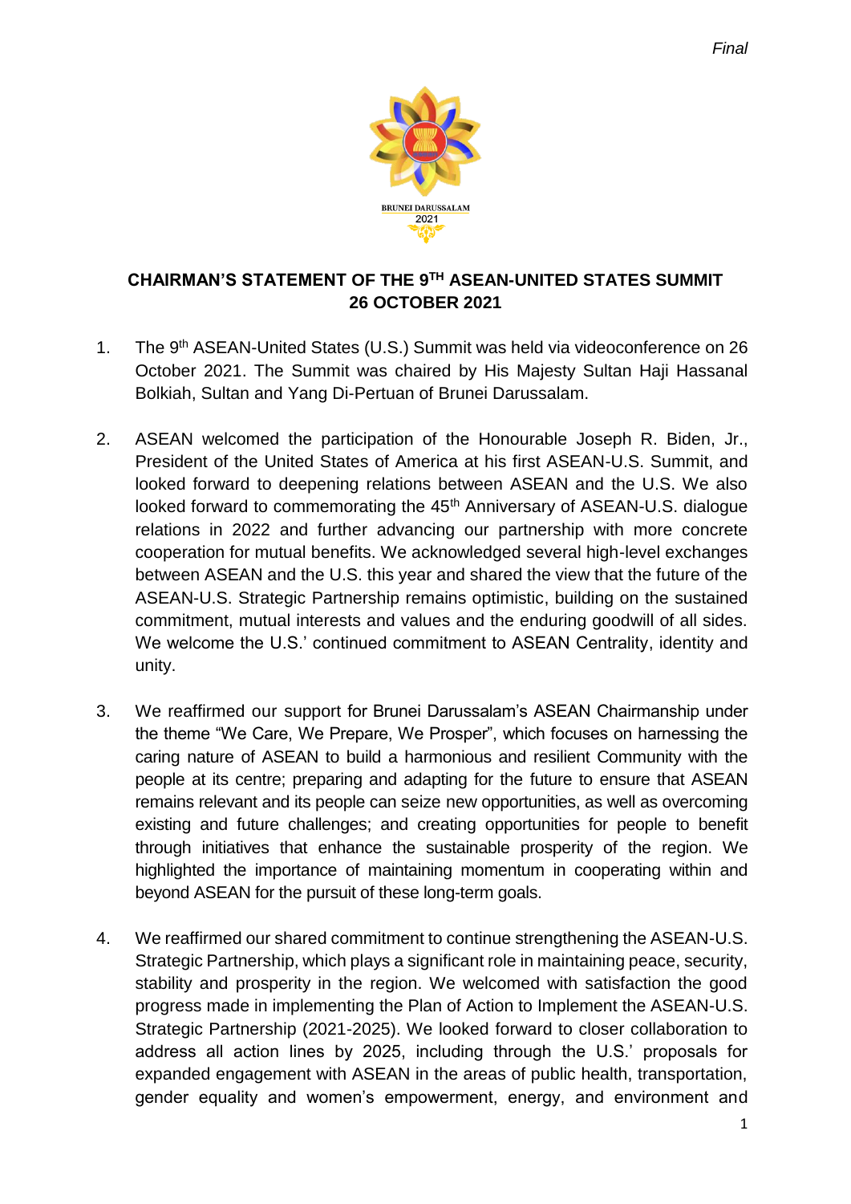*Final*

BRUNEI DARUSSALAM
2021

# CHAIRMAN'S STATEMENT OF THE 9TH ASEAN-UNITED STATES SUMMIT
## 26 OCTOBER 2021

1. The 9th ASEAN-United States (U.S.) Summit was held via videoconference on 26 October 2021. The Summit was chaired by His Majesty Sultan Haji Hassanal Bolkiah, Sultan and Yang Di-Pertuan of Brunei Darussalam.

2. ASEAN welcomed the participation of the Honourable Joseph R. Biden, Jr., President of the United States of America at his first ASEAN-U.S. Summit, and looked forward to deepening relations between ASEAN and the U.S. We also looked forward to commemorating the 45th Anniversary of ASEAN-U.S. dialogue relations in 2022 and further advancing our partnership with more concrete cooperation for mutual benefits. We acknowledged several high-level exchanges between ASEAN and the U.S. this year and shared the view that the future of the ASEAN-U.S. Strategic Partnership remains optimistic, building on the sustained commitment, mutual interests and values and the enduring goodwill of all sides. We welcome the U.S.' continued commitment to ASEAN Centrality, identity and unity.

3. We reaffirmed our support for Brunei Darussalam's ASEAN Chairmanship under the theme "We Care, We Prepare, We Prosper", which focuses on harnessing the caring nature of ASEAN to build a harmonious and resilient Community with the people at its centre; preparing and adapting for the future to ensure that ASEAN remains relevant and its people can seize new opportunities, as well as overcoming existing and future challenges; and creating opportunities for people to benefit through initiatives that enhance the sustainable prosperity of the region. We highlighted the importance of maintaining momentum in cooperating within and beyond ASEAN for the pursuit of these long-term goals.

4. We reaffirmed our shared commitment to continue strengthening the ASEAN-U.S. Strategic Partnership, which plays a significant role in maintaining peace, security, stability and prosperity in the region. We welcomed with satisfaction the good progress made in implementing the Plan of Action to Implement the ASEAN-U.S. Strategic Partnership (2021-2025). We looked forward to closer collaboration to address all action lines by 2025, including through the U.S.' proposals for expanded engagement with ASEAN in the areas of public health, transportation, gender equality and women's empowerment, energy, and environment and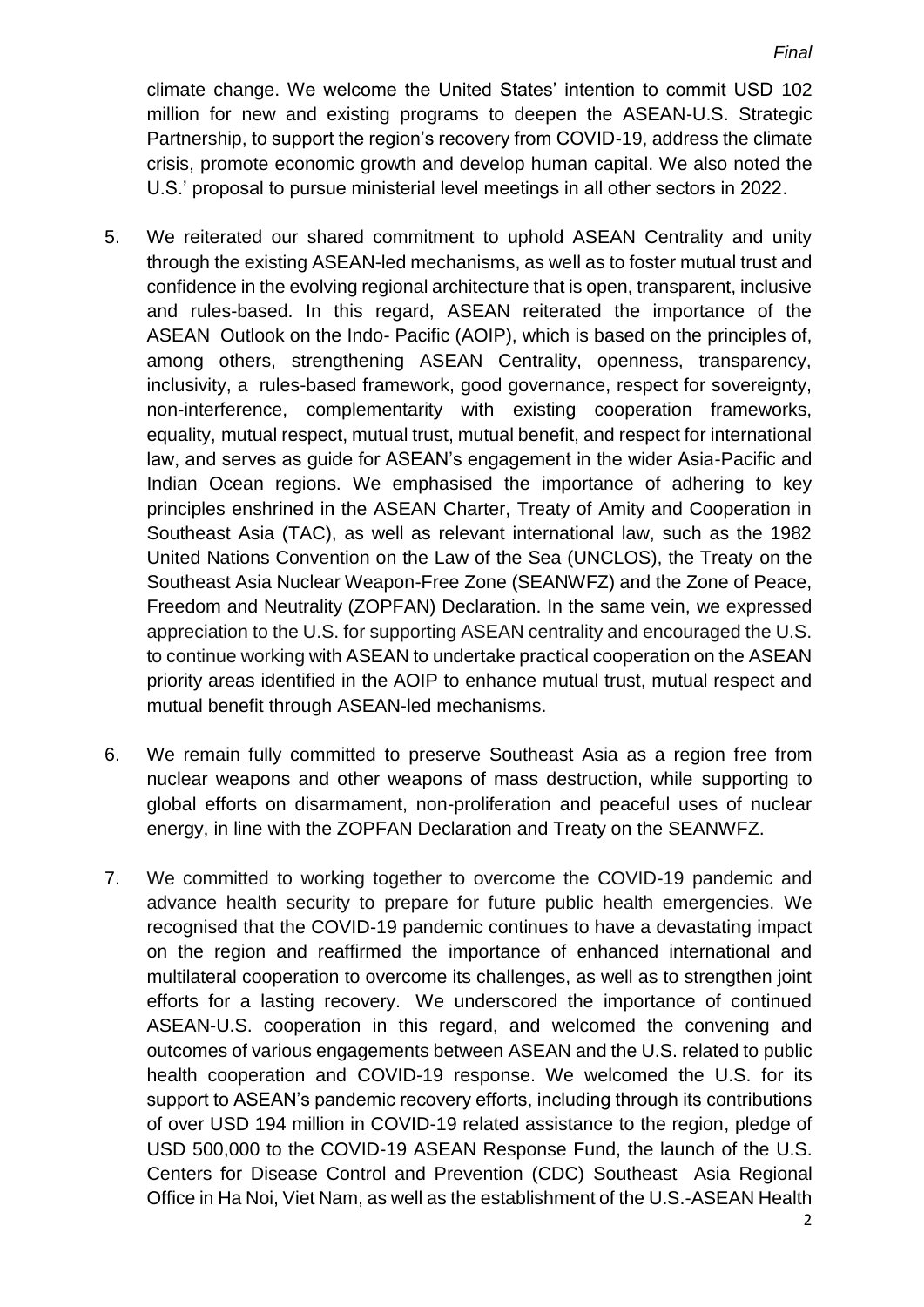climate change. We welcome the United States' intention to commit USD 102 million for new and existing programs to deepen the ASEAN-U.S. Strategic Partnership, to support the region's recovery from COVID-19, address the climate crisis, promote economic growth and develop human capital. We also noted the U.S.' proposal to pursue ministerial level meetings in all other sectors in 2022.

5. We reiterated our shared commitment to uphold ASEAN Centrality and unity through the existing ASEAN-led mechanisms, as well as to foster mutual trust and confidence in the evolving regional architecture that is open, transparent, inclusive and rules-based. In this regard, ASEAN reiterated the importance of the ASEAN Outlook on the Indo- Pacific (AOIP), which is based on the principles of, among others, strengthening ASEAN Centrality, openness, transparency, inclusivity, a rules-based framework, good governance, respect for sovereignty, non-interference, complementarity with existing cooperation frameworks, equality, mutual respect, mutual trust, mutual benefit, and respect for international law, and serves as guide for ASEAN's engagement in the wider Asia-Pacific and Indian Ocean regions. We emphasised the importance of adhering to key principles enshrined in the ASEAN Charter, Treaty of Amity and Cooperation in Southeast Asia (TAC), as well as relevant international law, such as the 1982 United Nations Convention on the Law of the Sea (UNCLOS), the Treaty on the Southeast Asia Nuclear Weapon-Free Zone (SEANWFZ) and the Zone of Peace, Freedom and Neutrality (ZOPFAN) Declaration. In the same vein, we expressed appreciation to the U.S. for supporting ASEAN centrality and encouraged the U.S. to continue working with ASEAN to undertake practical cooperation on the ASEAN priority areas identified in the AOIP to enhance mutual trust, mutual respect and mutual benefit through ASEAN-led mechanisms.

6. We remain fully committed to preserve Southeast Asia as a region free from nuclear weapons and other weapons of mass destruction, while supporting to global efforts on disarmament, non-proliferation and peaceful uses of nuclear energy, in line with the ZOPFAN Declaration and Treaty on the SEANWFZ.

7. We committed to working together to overcome the COVID-19 pandemic and advance health security to prepare for future public health emergencies. We recognised that the COVID-19 pandemic continues to have a devastating impact on the region and reaffirmed the importance of enhanced international and multilateral cooperation to overcome its challenges, as well as to strengthen joint efforts for a lasting recovery. We underscored the importance of continued ASEAN-U.S. cooperation in this regard, and welcomed the convening and outcomes of various engagements between ASEAN and the U.S. related to public health cooperation and COVID-19 response. We welcomed the U.S. for its support to ASEAN's pandemic recovery efforts, including through its contributions of over USD 194 million in COVID-19 related assistance to the region, pledge of USD 500,000 to the COVID-19 ASEAN Response Fund, the launch of the U.S. Centers for Disease Control and Prevention (CDC) Southeast Asia Regional Office in Ha Noi, Viet Nam, as well as the establishment of the U.S.-ASEAN Health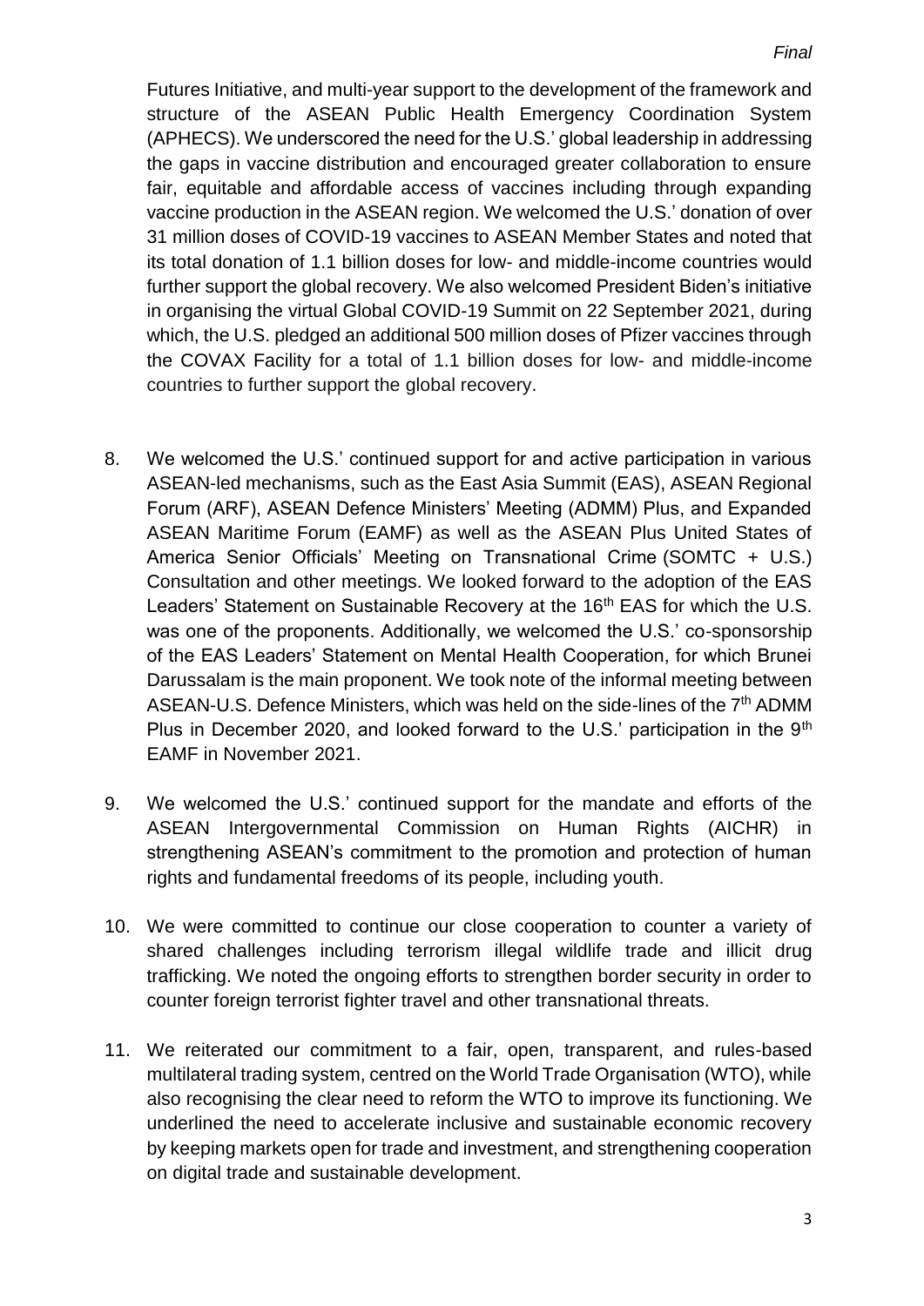Futures Initiative, and multi-year support to the development of the framework and structure of the ASEAN Public Health Emergency Coordination System (APHECS). We underscored the need for the U.S.' global leadership in addressing the gaps in vaccine distribution and encouraged greater collaboration to ensure fair, equitable and affordable access of vaccines including through expanding vaccine production in the ASEAN region. We welcomed the U.S.' donation of over 31 million doses of COVID-19 vaccines to ASEAN Member States and noted that its total donation of 1.1 billion doses for low- and middle-income countries would further support the global recovery. We also welcomed President Biden's initiative in organising the virtual Global COVID-19 Summit on 22 September 2021, during which, the U.S. pledged an additional 500 million doses of Pfizer vaccines through the COVAX Facility for a total of 1.1 billion doses for low- and middle-income countries to further support the global recovery.

8. We welcomed the U.S.' continued support for and active participation in various ASEAN-led mechanisms, such as the East Asia Summit (EAS), ASEAN Regional Forum (ARF), ASEAN Defence Ministers' Meeting (ADMM) Plus, and Expanded ASEAN Maritime Forum (EAMF) as well as the ASEAN Plus United States of America Senior Officials' Meeting on Transnational Crime (SOMTC + U.S.) Consultation and other meetings. We looked forward to the adoption of the EAS Leaders' Statement on Sustainable Recovery at the 16th EAS for which the U.S. was one of the proponents. Additionally, we welcomed the U.S.' co-sponsorship of the EAS Leaders' Statement on Mental Health Cooperation, for which Brunei Darussalam is the main proponent. We took note of the informal meeting between ASEAN-U.S. Defence Ministers, which was held on the side-lines of the 7th ADMM Plus in December 2020, and looked forward to the U.S.' participation in the 9th EAMF in November 2021.

9. We welcomed the U.S.' continued support for the mandate and efforts of the ASEAN Intergovernmental Commission on Human Rights (AICHR) in strengthening ASEAN's commitment to the promotion and protection of human rights and fundamental freedoms of its people, including youth.

10. We were committed to continue our close cooperation to counter a variety of shared challenges including terrorism illegal wildlife trade and illicit drug trafficking. We noted the ongoing efforts to strengthen border security in order to counter foreign terrorist fighter travel and other transnational threats.

11. We reiterated our commitment to a fair, open, transparent, and rules-based multilateral trading system, centred on the World Trade Organisation (WTO), while also recognising the clear need to reform the WTO to improve its functioning. We underlined the need to accelerate inclusive and sustainable economic recovery by keeping markets open for trade and investment, and strengthening cooperation on digital trade and sustainable development.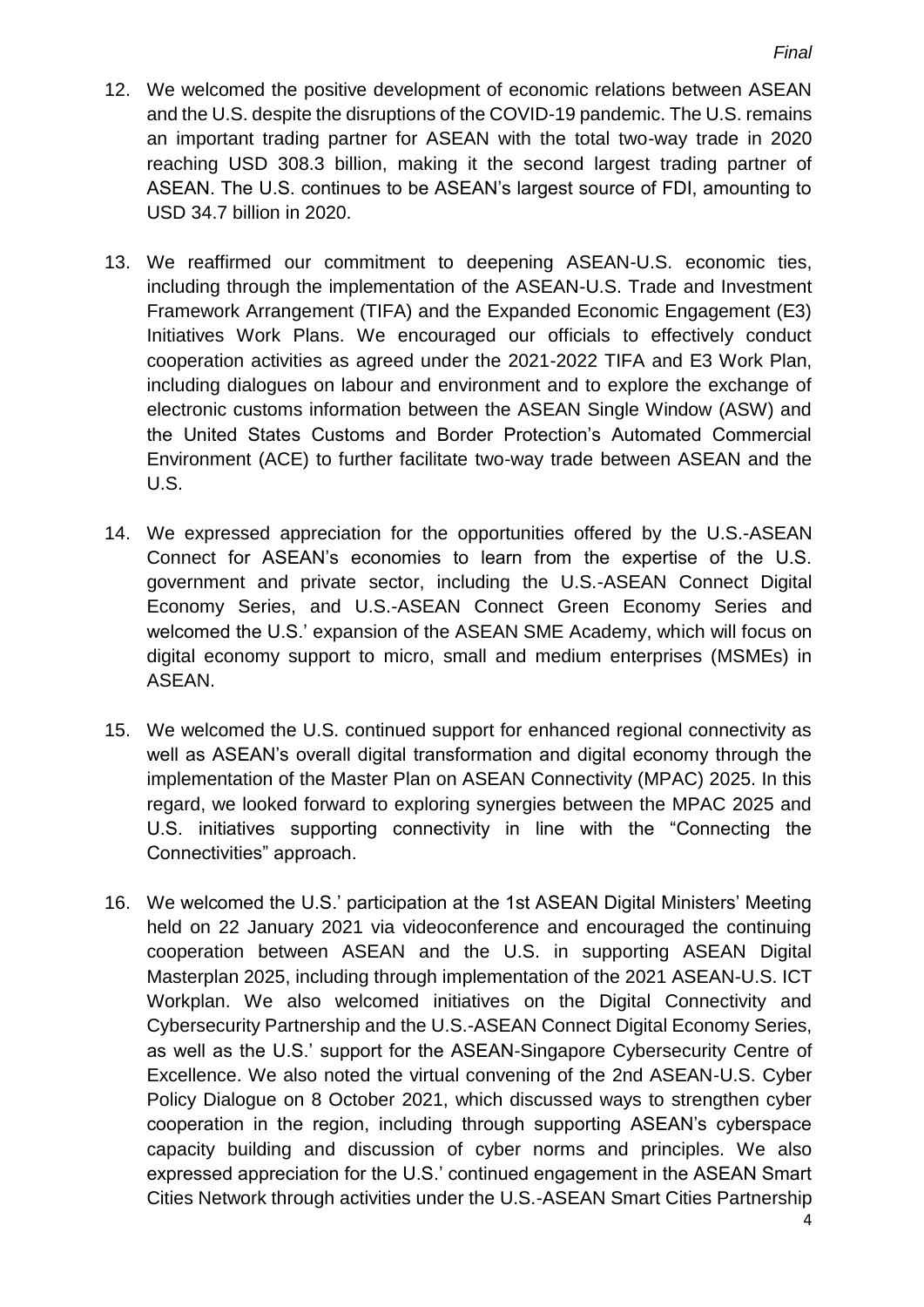12. We welcomed the positive development of economic relations between ASEAN and the U.S. despite the disruptions of the COVID-19 pandemic. The U.S. remains an important trading partner for ASEAN with the total two-way trade in 2020 reaching USD 308.3 billion, making it the second largest trading partner of ASEAN. The U.S. continues to be ASEAN's largest source of FDI, amounting to USD 34.7 billion in 2020.

13. We reaffirmed our commitment to deepening ASEAN-U.S. economic ties, including through the implementation of the ASEAN-U.S. Trade and Investment Framework Arrangement (TIFA) and the Expanded Economic Engagement (E3) Initiatives Work Plans. We encouraged our officials to effectively conduct cooperation activities as agreed under the 2021-2022 TIFA and E3 Work Plan, including dialogues on labour and environment and to explore the exchange of electronic customs information between the ASEAN Single Window (ASW) and the United States Customs and Border Protection's Automated Commercial Environment (ACE) to further facilitate two-way trade between ASEAN and the U.S.

14. We expressed appreciation for the opportunities offered by the U.S.-ASEAN Connect for ASEAN's economies to learn from the expertise of the U.S. government and private sector, including the U.S.-ASEAN Connect Digital Economy Series, and U.S.-ASEAN Connect Green Economy Series and welcomed the U.S.' expansion of the ASEAN SME Academy, which will focus on digital economy support to micro, small and medium enterprises (MSMEs) in ASEAN.

15. We welcomed the U.S. continued support for enhanced regional connectivity as well as ASEAN's overall digital transformation and digital economy through the implementation of the Master Plan on ASEAN Connectivity (MPAC) 2025. In this regard, we looked forward to exploring synergies between the MPAC 2025 and U.S. initiatives supporting connectivity in line with the "Connecting the Connectivities" approach.

16. We welcomed the U.S.' participation at the 1st ASEAN Digital Ministers' Meeting held on 22 January 2021 via videoconference and encouraged the continuing cooperation between ASEAN and the U.S. in supporting ASEAN Digital Masterplan 2025, including through implementation of the 2021 ASEAN-U.S. ICT Workplan. We also welcomed initiatives on the Digital Connectivity and Cybersecurity Partnership and the U.S.-ASEAN Connect Digital Economy Series, as well as the U.S.' support for the ASEAN-Singapore Cybersecurity Centre of Excellence. We also noted the virtual convening of the 2nd ASEAN-U.S. Cyber Policy Dialogue on 8 October 2021, which discussed ways to strengthen cyber cooperation in the region, including through supporting ASEAN's cyberspace capacity building and discussion of cyber norms and principles. We also expressed appreciation for the U.S.' continued engagement in the ASEAN Smart Cities Network through activities under the U.S.-ASEAN Smart Cities Partnership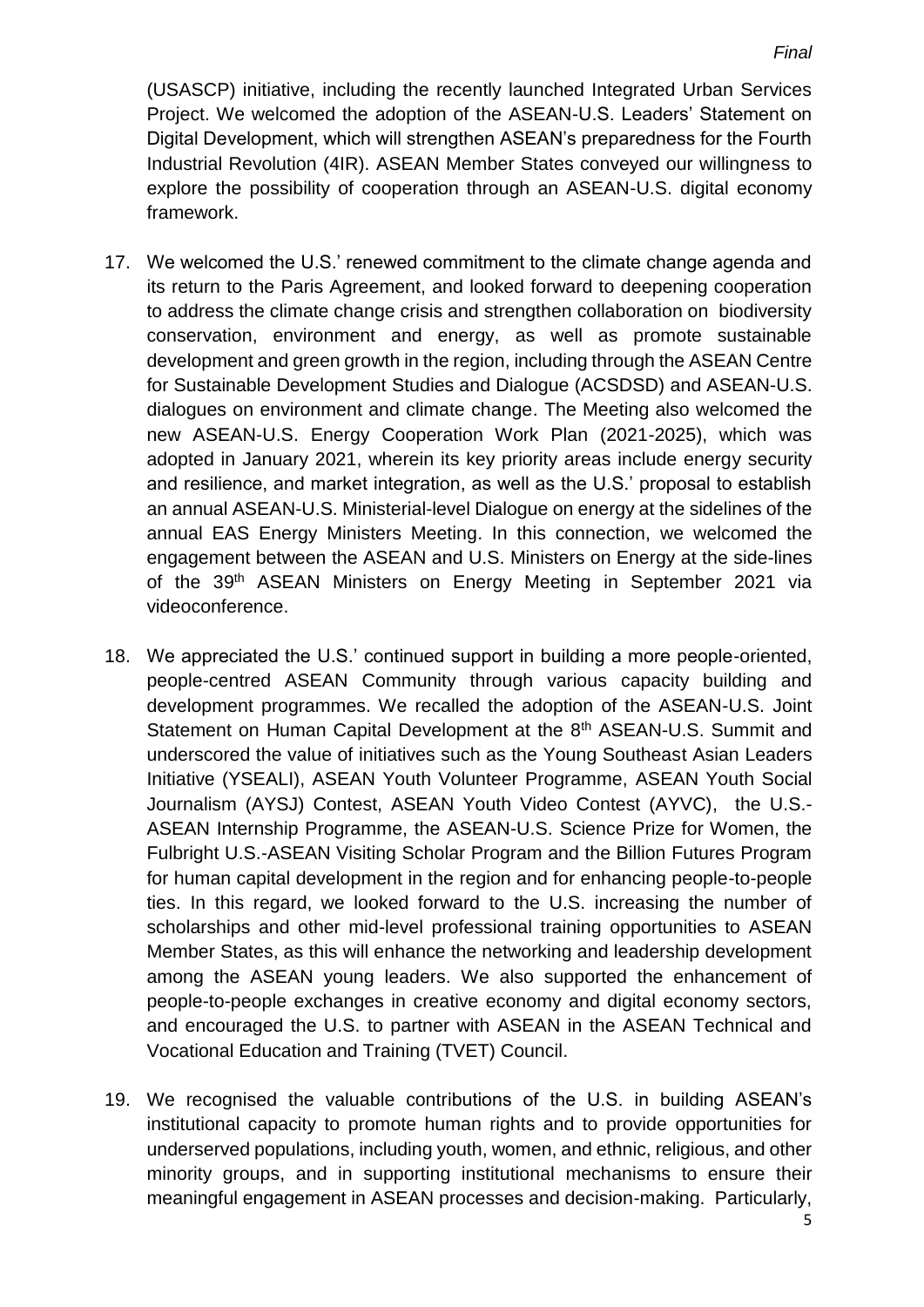(USASCP) initiative, including the recently launched Integrated Urban Services Project. We welcomed the adoption of the ASEAN-U.S. Leaders' Statement on Digital Development, which will strengthen ASEAN's preparedness for the Fourth Industrial Revolution (4IR). ASEAN Member States conveyed our willingness to explore the possibility of cooperation through an ASEAN-U.S. digital economy framework.

17. We welcomed the U.S.' renewed commitment to the climate change agenda and its return to the Paris Agreement, and looked forward to deepening cooperation to address the climate change crisis and strengthen collaboration on biodiversity conservation, environment and energy, as well as promote sustainable development and green growth in the region, including through the ASEAN Centre for Sustainable Development Studies and Dialogue (ACSDSD) and ASEAN-U.S. dialogues on environment and climate change. The Meeting also welcomed the new ASEAN-U.S. Energy Cooperation Work Plan (2021-2025), which was adopted in January 2021, wherein its key priority areas include energy security and resilience, and market integration, as well as the U.S.' proposal to establish an annual ASEAN-U.S. Ministerial-level Dialogue on energy at the sidelines of the annual EAS Energy Ministers Meeting. In this connection, we welcomed the engagement between the ASEAN and U.S. Ministers on Energy at the side-lines of the 39th ASEAN Ministers on Energy Meeting in September 2021 via videoconference.

18. We appreciated the U.S.' continued support in building a more people-oriented, people-centred ASEAN Community through various capacity building and development programmes. We recalled the adoption of the ASEAN-U.S. Joint Statement on Human Capital Development at the 8th ASEAN-U.S. Summit and underscored the value of initiatives such as the Young Southeast Asian Leaders Initiative (YSEALI), ASEAN Youth Volunteer Programme, ASEAN Youth Social Journalism (AYSJ) Contest, ASEAN Youth Video Contest (AYVC), the U.S.-ASEAN Internship Programme, the ASEAN-U.S. Science Prize for Women, the Fulbright U.S.-ASEAN Visiting Scholar Program and the Billion Futures Program for human capital development in the region and for enhancing people-to-people ties. In this regard, we looked forward to the U.S. increasing the number of scholarships and other mid-level professional training opportunities to ASEAN Member States, as this will enhance the networking and leadership development among the ASEAN young leaders. We also supported the enhancement of people-to-people exchanges in creative economy and digital economy sectors, and encouraged the U.S. to partner with ASEAN in the ASEAN Technical and Vocational Education and Training (TVET) Council.

19. We recognised the valuable contributions of the U.S. in building ASEAN's institutional capacity to promote human rights and to provide opportunities for underserved populations, including youth, women, and ethnic, religious, and other minority groups, and in supporting institutional mechanisms to ensure their meaningful engagement in ASEAN processes and decision-making. Particularly,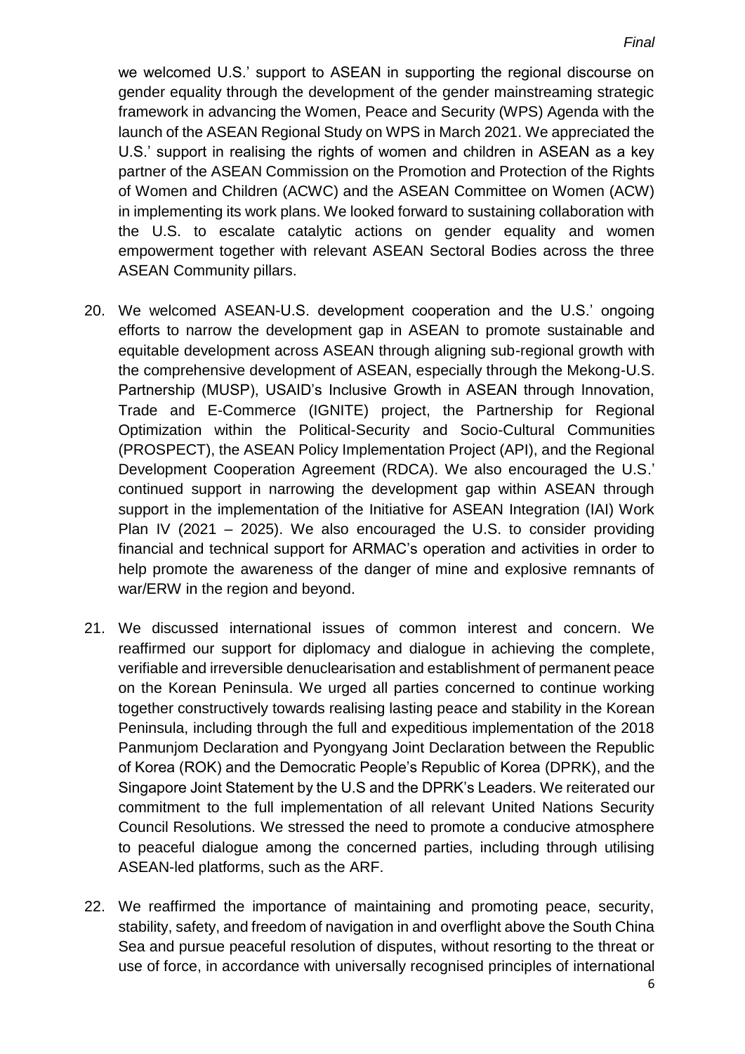we welcomed U.S.' support to ASEAN in supporting the regional discourse on gender equality through the development of the gender mainstreaming strategic framework in advancing the Women, Peace and Security (WPS) Agenda with the launch of the ASEAN Regional Study on WPS in March 2021. We appreciated the U.S.' support in realising the rights of women and children in ASEAN as a key partner of the ASEAN Commission on the Promotion and Protection of the Rights of Women and Children (ACWC) and the ASEAN Committee on Women (ACW) in implementing its work plans. We looked forward to sustaining collaboration with the U.S. to escalate catalytic actions on gender equality and women empowerment together with relevant ASEAN Sectoral Bodies across the three ASEAN Community pillars.

20. We welcomed ASEAN-U.S. development cooperation and the U.S.' ongoing efforts to narrow the development gap in ASEAN to promote sustainable and equitable development across ASEAN through aligning sub-regional growth with the comprehensive development of ASEAN, especially through the Mekong-U.S. Partnership (MUSP), USAID's Inclusive Growth in ASEAN through Innovation, Trade and E-Commerce (IGNITE) project, the Partnership for Regional Optimization within the Political-Security and Socio-Cultural Communities (PROSPECT), the ASEAN Policy Implementation Project (API), and the Regional Development Cooperation Agreement (RDCA). We also encouraged the U.S.' continued support in narrowing the development gap within ASEAN through support in the implementation of the Initiative for ASEAN Integration (IAI) Work Plan IV (2021 – 2025). We also encouraged the U.S. to consider providing financial and technical support for ARMAC's operation and activities in order to help promote the awareness of the danger of mine and explosive remnants of war/ERW in the region and beyond.

21. We discussed international issues of common interest and concern. We reaffirmed our support for diplomacy and dialogue in achieving the complete, verifiable and irreversible denuclearisation and establishment of permanent peace on the Korean Peninsula. We urged all parties concerned to continue working together constructively towards realising lasting peace and stability in the Korean Peninsula, including through the full and expeditious implementation of the 2018 Panmunjom Declaration and Pyongyang Joint Declaration between the Republic of Korea (ROK) and the Democratic People's Republic of Korea (DPRK), and the Singapore Joint Statement by the U.S and the DPRK's Leaders. We reiterated our commitment to the full implementation of all relevant United Nations Security Council Resolutions. We stressed the need to promote a conducive atmosphere to peaceful dialogue among the concerned parties, including through utilising ASEAN-led platforms, such as the ARF.

22. We reaffirmed the importance of maintaining and promoting peace, security, stability, safety, and freedom of navigation in and overflight above the South China Sea and pursue peaceful resolution of disputes, without resorting to the threat or use of force, in accordance with universally recognised principles of international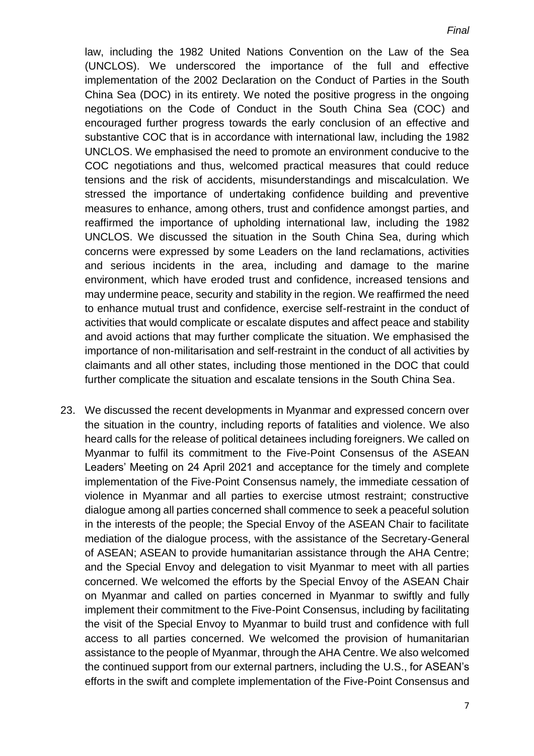law, including the 1982 United Nations Convention on the Law of the Sea (UNCLOS). We underscored the importance of the full and effective implementation of the 2002 Declaration on the Conduct of Parties in the South China Sea (DOC) in its entirety. We noted the positive progress in the ongoing negotiations on the Code of Conduct in the South China Sea (COC) and encouraged further progress towards the early conclusion of an effective and substantive COC that is in accordance with international law, including the 1982 UNCLOS. We emphasised the need to promote an environment conducive to the COC negotiations and thus, welcomed practical measures that could reduce tensions and the risk of accidents, misunderstandings and miscalculation. We stressed the importance of undertaking confidence building and preventive measures to enhance, among others, trust and confidence amongst parties, and reaffirmed the importance of upholding international law, including the 1982 UNCLOS. We discussed the situation in the South China Sea, during which concerns were expressed by some Leaders on the land reclamations, activities and serious incidents in the area, including and damage to the marine environment, which have eroded trust and confidence, increased tensions and may undermine peace, security and stability in the region. We reaffirmed the need to enhance mutual trust and confidence, exercise self-restraint in the conduct of activities that would complicate or escalate disputes and affect peace and stability and avoid actions that may further complicate the situation. We emphasised the importance of non-militarisation and self-restraint in the conduct of all activities by claimants and all other states, including those mentioned in the DOC that could further complicate the situation and escalate tensions in the South China Sea.

23. We discussed the recent developments in Myanmar and expressed concern over the situation in the country, including reports of fatalities and violence. We also heard calls for the release of political detainees including foreigners. We called on Myanmar to fulfil its commitment to the Five-Point Consensus of the ASEAN Leaders' Meeting on 24 April 2021 and acceptance for the timely and complete implementation of the Five-Point Consensus namely, the immediate cessation of violence in Myanmar and all parties to exercise utmost restraint; constructive dialogue among all parties concerned shall commence to seek a peaceful solution in the interests of the people; the Special Envoy of the ASEAN Chair to facilitate mediation of the dialogue process, with the assistance of the Secretary-General of ASEAN; ASEAN to provide humanitarian assistance through the AHA Centre; and the Special Envoy and delegation to visit Myanmar to meet with all parties concerned. We welcomed the efforts by the Special Envoy of the ASEAN Chair on Myanmar and called on parties concerned in Myanmar to swiftly and fully implement their commitment to the Five-Point Consensus, including by facilitating the visit of the Special Envoy to Myanmar to build trust and confidence with full access to all parties concerned. We welcomed the provision of humanitarian assistance to the people of Myanmar, through the AHA Centre. We also welcomed the continued support from our external partners, including the U.S., for ASEAN's efforts in the swift and complete implementation of the Five-Point Consensus and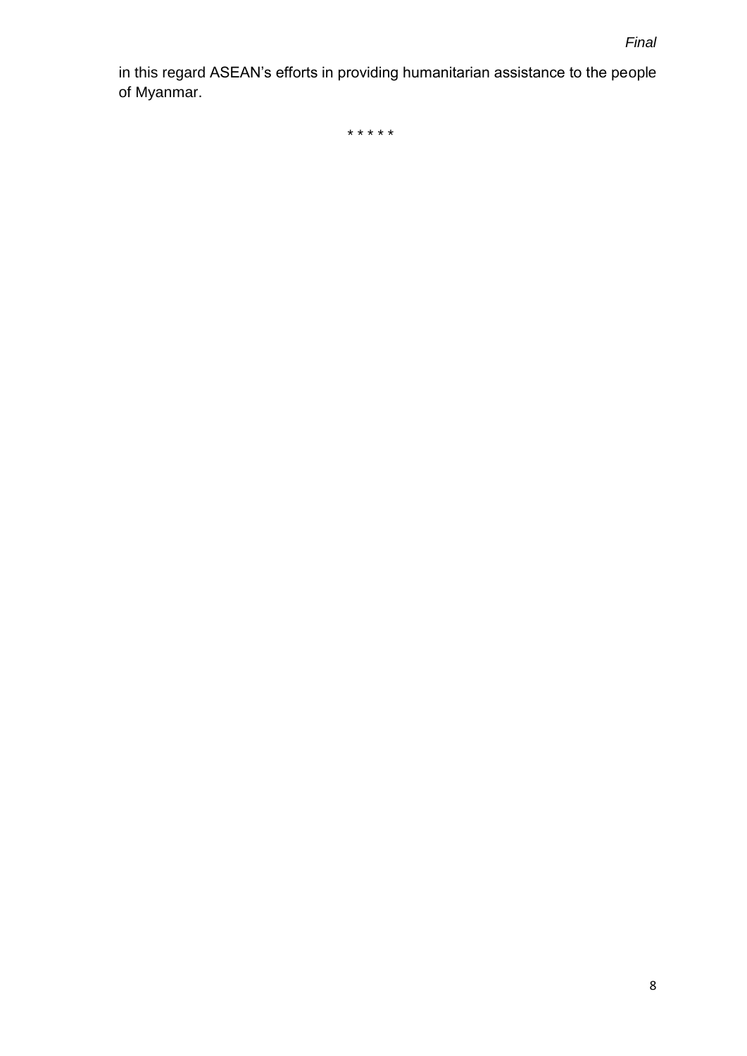in this regard ASEAN's efforts in providing humanitarian assistance to the people of Myanmar.

\* \* \* \* \*